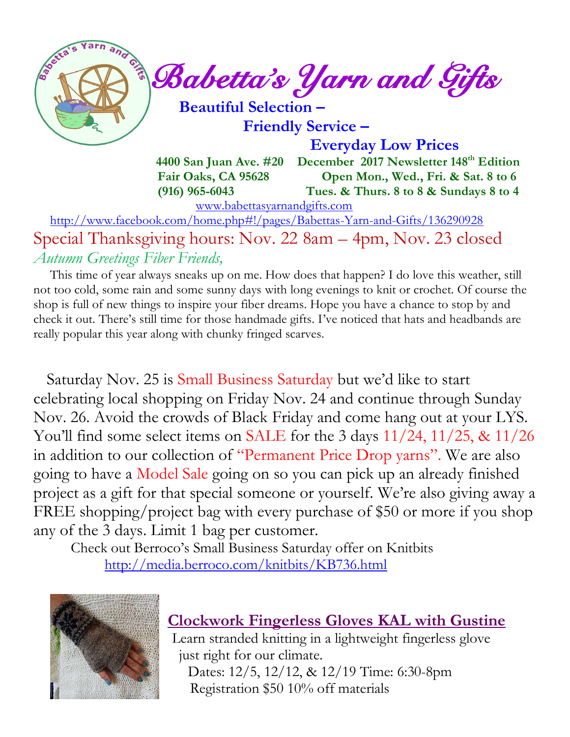# Babetta's Yarn and Gifts

**Beautiful Selection –**

**Friendly Service –**

**Everyday Low Prices**

**4400 San Juan Ave. #20** | **December 2017 Newsletter 148th Edition**

**Fair Oaks, CA 95628** | **Open Mon., Wed., Fri. & Sat. 8 to 6**

**(916) 965-6043** | **Tues. & Thurs. 8 to 8 & Sundays 8 to 4**

www.babettasyarnandgifts.com

http://www.facebook.com/home.php#!/pages/Babettas-Yarn-and-Gifts/136290928

## Special Thanksgiving hours: Nov. 22 8am – 4pm, Nov. 23 closed

*Autumn Greetings Fiber Friends,*

This time of year always sneaks up on me. How does that happen? I do love this weather, still not too cold, some rain and some sunny days with long evenings to knit or crochet. Of course the shop is full of new things to inspire your fiber dreams. Hope you have a chance to stop by and check it out. There's still time for those handmade gifts. I've noticed that hats and headbands are really popular this year along with chunky fringed scarves.

Saturday Nov. 25 is Small Business Saturday but we'd like to start celebrating local shopping on Friday Nov. 24 and continue through Sunday Nov. 26. Avoid the crowds of Black Friday and come hang out at your LYS. You'll find some select items on SALE for the 3 days 11/24, 11/25, & 11/26 in addition to our collection of "Permanent Price Drop yarns". We are also going to have a Model Sale going on so you can pick up an already finished project as a gift for that special someone or yourself. We're also giving away a FREE shopping/project bag with every purchase of $50 or more if you shop any of the 3 days. Limit 1 bag per customer.

Check out Berroco's Small Business Saturday offer on Knitbits http://media.berroco.com/knitbits/KB736.html

## Clockwork Fingerless Gloves KAL with Gustine

Learn stranded knitting in a lightweight fingerless glove just right for our climate.

Dates: 12/5, 12/12, & 12/19 Time: 6:30-8pm

Registration $50 10% off materials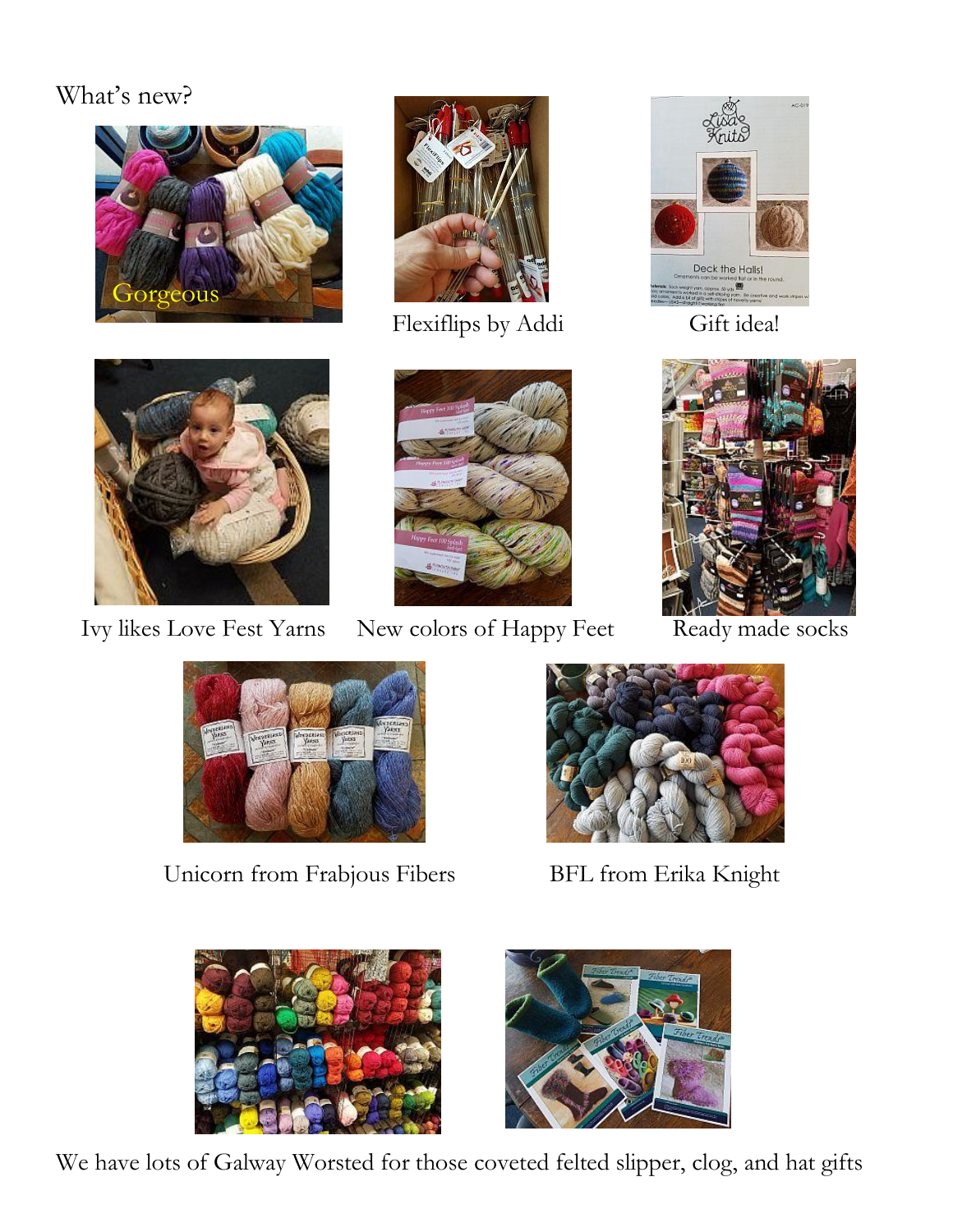What's new?

Gorgeous

Flexiflips by Addi

Gift idea!

Ivy likes Love Fest Yarns

New colors of Happy Feet

Ready made socks

Unicorn from Frabjous Fibers

BFL from Erika Knight

We have lots of Galway Worsted for those coveted felted slipper, clog, and hat gifts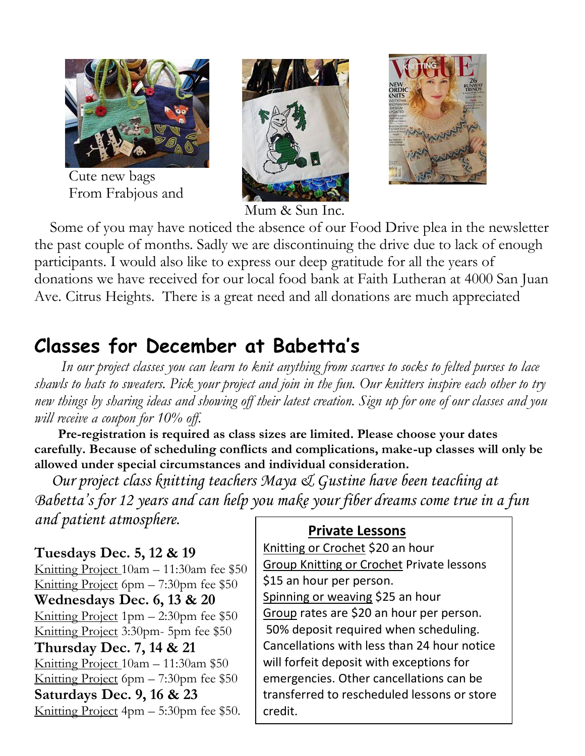Cute new bags From Frabjous and Mum & Sun Inc.

Some of you may have noticed the absence of our Food Drive plea in the newsletter the past couple of months. Sadly we are discontinuing the drive due to lack of enough participants. I would also like to express our deep gratitude for all the years of donations we have received for our local food bank at Faith Lutheran at 4000 San Juan Ave. Citrus Heights. There is a great need and all donations are much appreciated

## Classes for December at Babetta's

*In our project classes you can learn to knit anything from scarves to socks to felted purses to lace shawls to hats to sweaters. Pick your project and join in the fun. Our knitters inspire each other to try new things by sharing ideas and showing off their latest creation. Sign up for one of our classes and you will receive a coupon for 10% off.*

**Pre-registration is required as class sizes are limited. Please choose your dates carefully. Because of scheduling conflicts and complications, make-up classes will only be allowed under special circumstances and individual consideration.**

*Our project class knitting teachers Maya & Gustine have been teaching at Babetta's for 12 years and can help you make your fiber dreams come true in a fun and patient atmosphere.*

**Tuesdays Dec. 5, 12 & 19**
Knitting Project 10am – 11:30am fee $50
Knitting Project 6pm – 7:30pm fee $50

**Wednesdays Dec. 6, 13 & 20**
Knitting Project 1pm – 2:30pm fee $50
Knitting Project 3:30pm- 5pm fee $50

**Thursday Dec. 7, 14 & 21**
Knitting Project 10am – 11:30am $50
Knitting Project 6pm – 7:30pm fee $50

**Saturdays Dec. 9, 16 & 23**
Knitting Project 4pm – 5:30pm fee $50.

### Private Lessons

Knitting or Crochet $20 an hour
Group Knitting or Crochet Private lessons $15 an hour per person.
Spinning or weaving $25 an hour
Group rates are $20 an hour per person.
50% deposit required when scheduling. Cancellations with less than 24 hour notice will forfeit deposit with exceptions for emergencies. Other cancellations can be transferred to rescheduled lessons or store credit.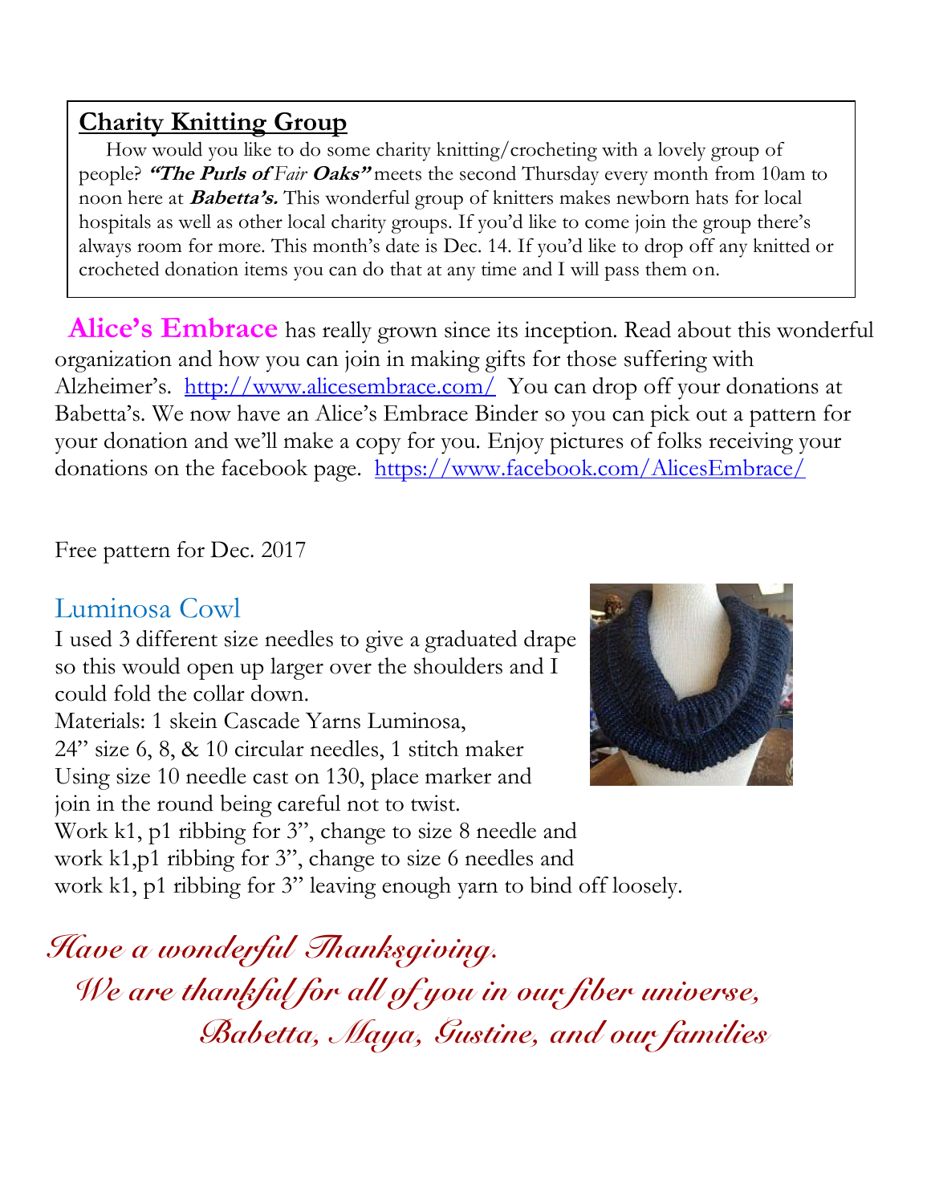## Charity Knitting Group

How would you like to do some charity knitting/crocheting with a lovely group of people? ***"The Purls of** Fair **Oaks"*** meets the second Thursday every month from 10am to noon here at ***Babetta's.*** This wonderful group of knitters makes newborn hats for local hospitals as well as other local charity groups. If you'd like to come join the group there's always room for more. This month's date is Dec. 14. If you'd like to drop off any knitted or crocheted donation items you can do that at any time and I will pass them on.

**Alice's Embrace** has really grown since its inception. Read about this wonderful organization and how you can join in making gifts for those suffering with Alzheimer's. http://www.alicesembrace.com/ You can drop off your donations at Babetta's. We now have an Alice's Embrace Binder so you can pick out a pattern for your donation and we'll make a copy for you. Enjoy pictures of folks receiving your donations on the facebook page. https://www.facebook.com/AlicesEmbrace/

Free pattern for Dec. 2017

## Luminosa Cowl

I used 3 different size needles to give a graduated drape so this would open up larger over the shoulders and I could fold the collar down.

Materials: 1 skein Cascade Yarns Luminosa,
24" size 6, 8, & 10 circular needles, 1 stitch maker

Using size 10 needle cast on 130, place marker and join in the round being careful not to twist.

Work k1, p1 ribbing for 3", change to size 8 needle and work k1,p1 ribbing for 3", change to size 6 needles and work k1, p1 ribbing for 3" leaving enough yarn to bind off loosely.

*Have a wonderful Thanksgiving.*

*We are thankful for all of you in our fiber universe,*

*Babetta, Maya, Gustine, and our families*